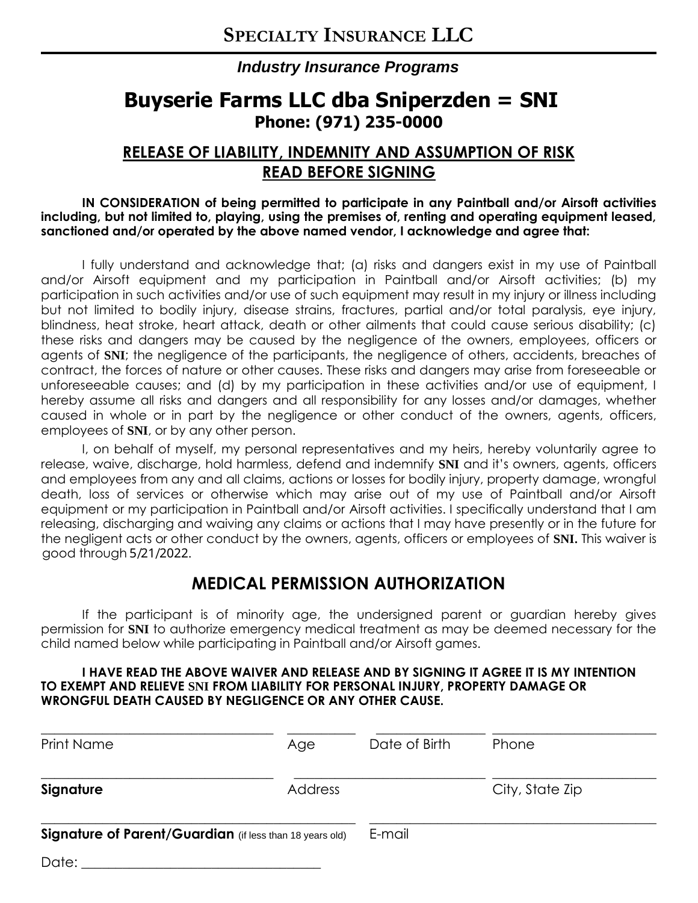# Specialty Insurance LLC

***Industry Insurance Programs***

# Buyserie Farms LLC dba Sniperzden = SNI

**Phone: (971) 235-0000**

## RELEASE OF LIABILITY, INDEMNITY AND ASSUMPTION OF RISK
## READ BEFORE SIGNING

**IN CONSIDERATION of being permitted to participate in any Paintball and/or Airsoft activities including, but not limited to, playing, using the premises of, renting and operating equipment leased, sanctioned and/or operated by the above named vendor, I acknowledge and agree that:**

I fully understand and acknowledge that; (a) risks and dangers exist in my use of Paintball and/or Airsoft equipment and my participation in Paintball and/or Airsoft activities; (b) my participation in such activities and/or use of such equipment may result in my injury or illness including but not limited to bodily injury, disease strains, fractures, partial and/or total paralysis, eye injury, blindness, heat stroke, heart attack, death or other ailments that could cause serious disability; (c) these risks and dangers may be caused by the negligence of the owners, employees, officers or agents of **SNI**; the negligence of the participants, the negligence of others, accidents, breaches of contract, the forces of nature or other causes. These risks and dangers may arise from foreseeable or unforeseeable causes; and (d) by my participation in these activities and/or use of equipment, I hereby assume all risks and dangers and all responsibility for any losses and/or damages, whether caused in whole or in part by the negligence or other conduct of the owners, agents, officers, employees of **SNI**, or by any other person.

I, on behalf of myself, my personal representatives and my heirs, hereby voluntarily agree to release, waive, discharge, hold harmless, defend and indemnify **SNI** and it's owners, agents, officers and employees from any and all claims, actions or losses for bodily injury, property damage, wrongful death, loss of services or otherwise which may arise out of my use of Paintball and/or Airsoft equipment or my participation in Paintball and/or Airsoft activities. I specifically understand that I am releasing, discharging and waiving any claims or actions that I may have presently or in the future for the negligent acts or other conduct by the owners, agents, officers or employees of **SNI.** This waiver is good through 5/21/2022.

## MEDICAL PERMISSION AUTHORIZATION

If the participant is of minority age, the undersigned parent or guardian hereby gives permission for **SNI** to authorize emergency medical treatment as may be deemed necessary for the child named below while participating in Paintball and/or Airsoft games.

**I HAVE READ THE ABOVE WAIVER AND RELEASE AND BY SIGNING IT AGREE IT IS MY INTENTION TO EXEMPT AND RELIEVE SNI FROM LIABILITY FOR PERSONAL INJURY, PROPERTY DAMAGE OR WRONGFUL DEATH CAUSED BY NEGLIGENCE OR ANY OTHER CAUSE.**

\_\_\_\_\_\_\_\_\_\_\_\_\_\_\_\_\_\_\_\_\_\_\_\_\_\_\_\_\_\_ \_\_\_\_\_\_\_\_ \_\_\_\_\_\_\_\_\_\_\_\_\_\_ \_\_\_\_\_\_\_\_\_\_\_\_\_\_\_\_\_\_\_\_

Print Name | Age | Date of Birth | Phone

\_\_\_\_\_\_\_\_\_\_\_\_\_\_\_\_\_\_\_\_\_\_\_\_\_\_\_\_\_\_ \_\_\_\_\_\_\_\_\_\_\_\_\_\_\_\_\_\_\_\_\_\_\_\_\_ \_\_\_\_\_\_\_\_\_\_\_\_\_\_\_\_\_\_\_\_

**Signature** | Address | City, State Zip

\_\_\_\_\_\_\_\_\_\_\_\_\_\_\_\_\_\_\_\_\_\_\_\_\_\_\_\_\_\_\_\_\_\_\_\_\_\_ \_\_\_\_\_\_\_\_\_\_\_\_\_\_\_\_\_\_\_\_\_\_\_\_\_\_\_\_\_\_\_\_\_\_\_\_

**Signature of Parent/Guardian** (if less than 18 years old) | E-mail

Date: \_\_\_\_\_\_\_\_\_\_\_\_\_\_\_\_\_\_\_\_\_\_\_\_\_\_\_\_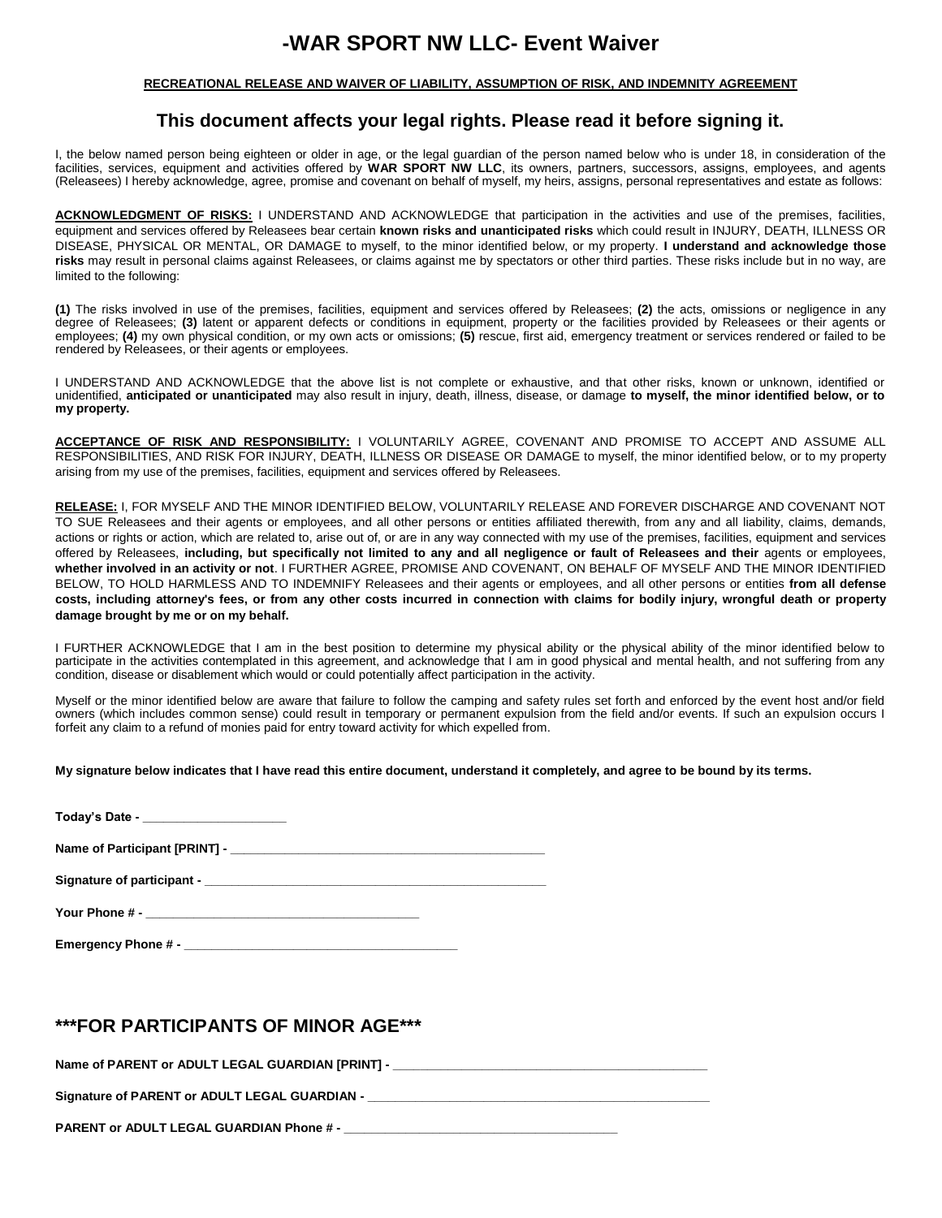# -WAR SPORT NW LLC- Event Waiver

**RECREATIONAL RELEASE AND WAIVER OF LIABILITY, ASSUMPTION OF RISK, AND INDEMNITY AGREEMENT**

## This document affects your legal rights. Please read it before signing it.

I, the below named person being eighteen or older in age, or the legal guardian of the person named below who is under 18, in consideration of the facilities, services, equipment and activities offered by **WAR SPORT NW LLC**, its owners, partners, successors, assigns, employees, and agents (Releasees) I hereby acknowledge, agree, promise and covenant on behalf of myself, my heirs, assigns, personal representatives and estate as follows:

**ACKNOWLEDGMENT OF RISKS:** I UNDERSTAND AND ACKNOWLEDGE that participation in the activities and use of the premises, facilities, equipment and services offered by Releasees bear certain **known risks and unanticipated risks** which could result in INJURY, DEATH, ILLNESS OR DISEASE, PHYSICAL OR MENTAL, OR DAMAGE to myself, to the minor identified below, or my property. **I understand and acknowledge those risks** may result in personal claims against Releasees, or claims against me by spectators or other third parties. These risks include but in no way, are limited to the following:

**(1)** The risks involved in use of the premises, facilities, equipment and services offered by Releasees; **(2)** the acts, omissions or negligence in any degree of Releasees; **(3)** latent or apparent defects or conditions in equipment, property or the facilities provided by Releasees or their agents or employees; **(4)** my own physical condition, or my own acts or omissions; **(5)** rescue, first aid, emergency treatment or services rendered or failed to be rendered by Releasees, or their agents or employees.

I UNDERSTAND AND ACKNOWLEDGE that the above list is not complete or exhaustive, and that other risks, known or unknown, identified or unidentified, **anticipated or unanticipated** may also result in injury, death, illness, disease, or damage **to myself, the minor identified below, or to my property.**

**ACCEPTANCE OF RISK AND RESPONSIBILITY:** I VOLUNTARILY AGREE, COVENANT AND PROMISE TO ACCEPT AND ASSUME ALL RESPONSIBILITIES, AND RISK FOR INJURY, DEATH, ILLNESS OR DISEASE OR DAMAGE to myself, the minor identified below, or to my property arising from my use of the premises, facilities, equipment and services offered by Releasees.

**RELEASE:** I, FOR MYSELF AND THE MINOR IDENTIFIED BELOW, VOLUNTARILY RELEASE AND FOREVER DISCHARGE AND COVENANT NOT TO SUE Releasees and their agents or employees, and all other persons or entities affiliated therewith, from any and all liability, claims, demands, actions or rights or action, which are related to, arise out of, or are in any way connected with my use of the premises, facilities, equipment and services offered by Releasees, **including, but specifically not limited to any and all negligence or fault of Releasees and their** agents or employees, **whether involved in an activity or not**. I FURTHER AGREE, PROMISE AND COVENANT, ON BEHALF OF MYSELF AND THE MINOR IDENTIFIED BELOW, TO HOLD HARMLESS AND TO INDEMNIFY Releasees and their agents or employees, and all other persons or entities **from all defense costs, including attorney's fees, or from any other costs incurred in connection with claims for bodily injury, wrongful death or property damage brought by me or on my behalf.**

I FURTHER ACKNOWLEDGE that I am in the best position to determine my physical ability or the physical ability of the minor identified below to participate in the activities contemplated in this agreement, and acknowledge that I am in good physical and mental health, and not suffering from any condition, disease or disablement which would or could potentially affect participation in the activity.

Myself or the minor identified below are aware that failure to follow the camping and safety rules set forth and enforced by the event host and/or field owners (which includes common sense) could result in temporary or permanent expulsion from the field and/or events. If such an expulsion occurs I forfeit any claim to a refund of monies paid for entry toward activity for which expelled from.

**My signature below indicates that I have read this entire document, understand it completely, and agree to be bound by its terms.**

**Today's Date -** ____________________

**Name of Participant [PRINT] -** ______________________________________________

**Signature of participant -** ___________________________________________________

**Your Phone # -** ________________________________________

**Emergency Phone # -** ________________________________________

## \*\*\*FOR PARTICIPANTS OF MINOR AGE\*\*\*

**Name of PARENT or ADULT LEGAL GUARDIAN [PRINT] -** ______________________________________________

**Signature of PARENT or ADULT LEGAL GUARDIAN -** ___________________________________________________

**PARENT or ADULT LEGAL GUARDIAN Phone # -** ________________________________________